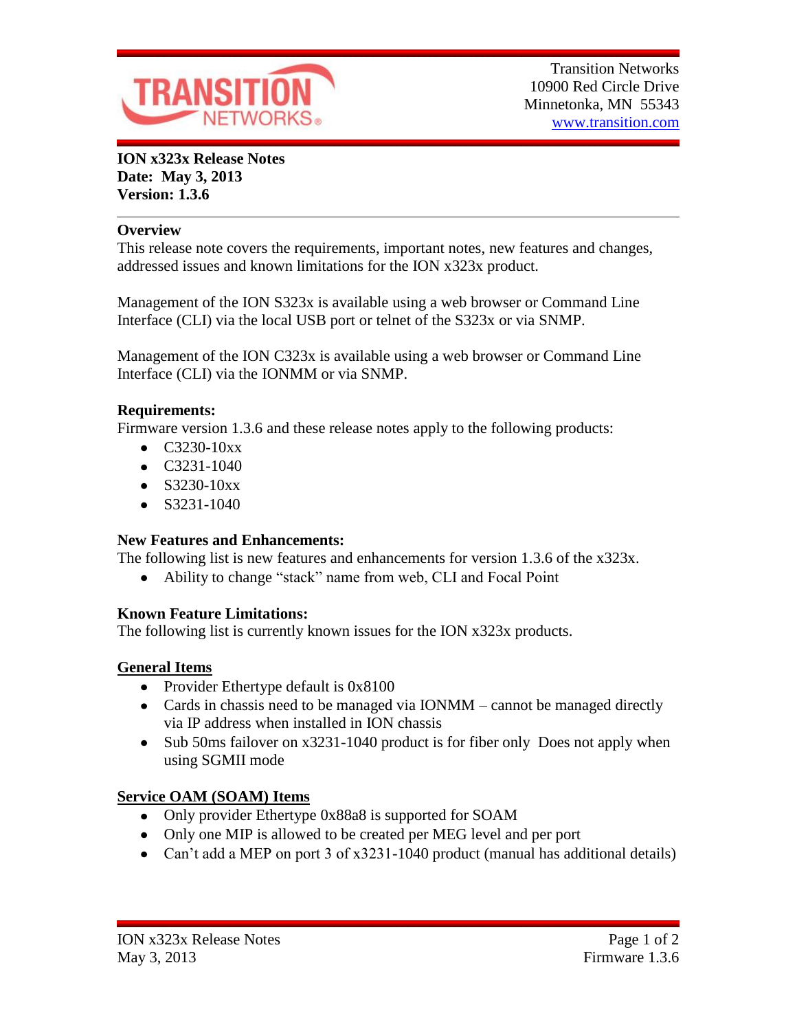Transition Networks
10900 Red Circle Drive
Minnetonka, MN 55343
www.transition.com

**ION x323x Release Notes**
**Date: May 3, 2013**
**Version: 1.3.6**

## Overview

This release note covers the requirements, important notes, new features and changes, addressed issues and known limitations for the ION x323x product.

Management of the ION S323x is available using a web browser or Command Line Interface (CLI) via the local USB port or telnet of the S323x or via SNMP.

Management of the ION C323x is available using a web browser or Command Line Interface (CLI) via the IONMM or via SNMP.

## Requirements:

Firmware version 1.3.6 and these release notes apply to the following products:

- C3230-10xx
- C3231-1040
- S3230-10xx
- S3231-1040

## New Features and Enhancements:

The following list is new features and enhancements for version 1.3.6 of the x323x.

- Ability to change "stack" name from web, CLI and Focal Point

## Known Feature Limitations:

The following list is currently known issues for the ION x323x products.

### General Items

- Provider Ethertype default is 0x8100
- Cards in chassis need to be managed via IONMM – cannot be managed directly via IP address when installed in ION chassis
- Sub 50ms failover on x3231-1040 product is for fiber only  Does not apply when using SGMII mode

### Service OAM (SOAM) Items

- Only provider Ethertype 0x88a8 is supported for SOAM
- Only one MIP is allowed to be created per MEG level and per port
- Can't add a MEP on port 3 of x3231-1040 product (manual has additional details)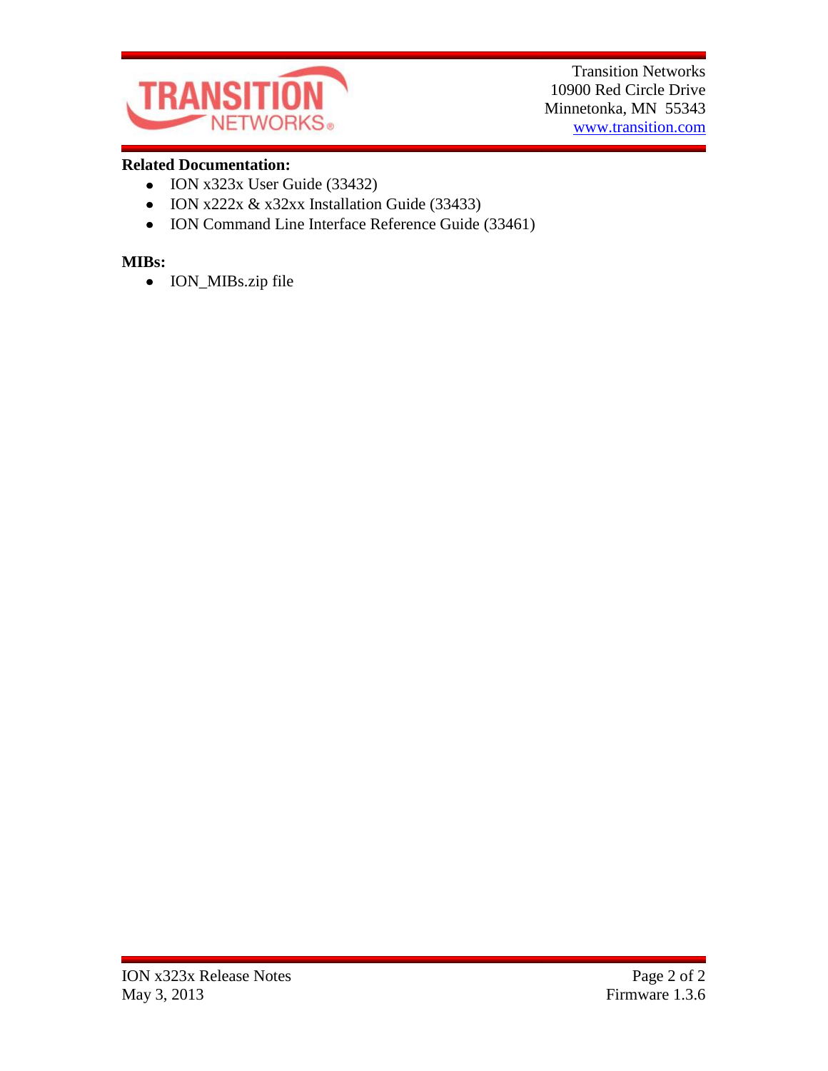**Related Documentation:**

- ION x323x User Guide (33432)
- ION x222x & x32xx Installation Guide (33433)
- ION Command Line Interface Reference Guide (33461)

**MIBs:**

- ION_MIBs.zip file